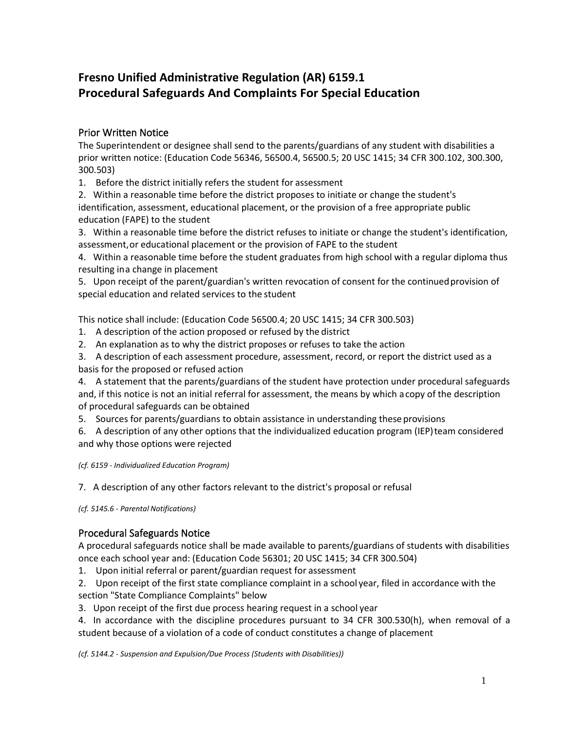# Fresno Unified Administrative Regulation (AR) 6159.1
# Procedural Safeguards And Complaints For Special Education

## Prior Written Notice

The Superintendent or designee shall send to the parents/guardians of any student with disabilities a prior written notice: (Education Code 56346, 56500.4, 56500.5; 20 USC 1415; 34 CFR 300.102, 300.300, 300.503)

1. Before the district initially refers the student for assessment
2. Within a reasonable time before the district proposes to initiate or change the student's identification, assessment, educational placement, or the provision of a free appropriate public education (FAPE) to the student
3. Within a reasonable time before the district refuses to initiate or change the student's identification, assessment, or educational placement or the provision of FAPE to the student
4. Within a reasonable time before the student graduates from high school with a regular diploma thus resulting in a change in placement
5. Upon receipt of the parent/guardian's written revocation of consent for the continued provision of special education and related services to the student

This notice shall include: (Education Code 56500.4; 20 USC 1415; 34 CFR 300.503)

1. A description of the action proposed or refused by the district
2. An explanation as to why the district proposes or refuses to take the action
3. A description of each assessment procedure, assessment, record, or report the district used as a basis for the proposed or refused action
4. A statement that the parents/guardians of the student have protection under procedural safeguards and, if this notice is not an initial referral for assessment, the means by which a copy of the description of procedural safeguards can be obtained
5. Sources for parents/guardians to obtain assistance in understanding these provisions
6. A description of any other options that the individualized education program (IEP) team considered and why those options were rejected

*(cf. 6159 - Individualized Education Program)*

7. A description of any other factors relevant to the district's proposal or refusal

*(cf. 5145.6 - Parental Notifications)*

## Procedural Safeguards Notice

A procedural safeguards notice shall be made available to parents/guardians of students with disabilities once each school year and: (Education Code 56301; 20 USC 1415; 34 CFR 300.504)

1. Upon initial referral or parent/guardian request for assessment
2. Upon receipt of the first state compliance complaint in a school year, filed in accordance with the section "State Compliance Complaints" below
3. Upon receipt of the first due process hearing request in a school year
4. In accordance with the discipline procedures pursuant to 34 CFR 300.530(h), when removal of a student because of a violation of a code of conduct constitutes a change of placement

*(cf. 5144.2 - Suspension and Expulsion/Due Process (Students with Disabilities))*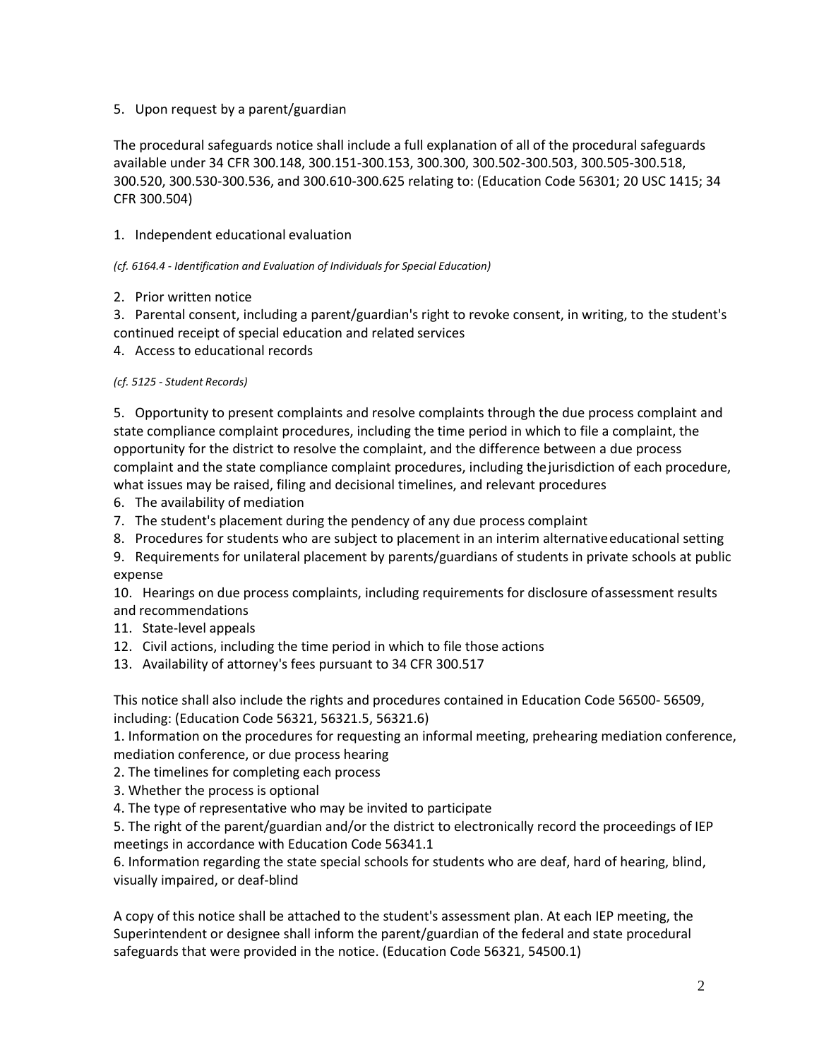5. Upon request by a parent/guardian

The procedural safeguards notice shall include a full explanation of all of the procedural safeguards available under 34 CFR 300.148, 300.151-300.153, 300.300, 300.502-300.503, 300.505-300.518, 300.520, 300.530-300.536, and 300.610-300.625 relating to: (Education Code 56301; 20 USC 1415; 34 CFR 300.504)

1. Independent educational evaluation

*(cf. 6164.4 - Identification and Evaluation of Individuals for Special Education)*

2. Prior written notice
3. Parental consent, including a parent/guardian's right to revoke consent, in writing, to the student's continued receipt of special education and related services
4. Access to educational records

*(cf. 5125 - Student Records)*

5. Opportunity to present complaints and resolve complaints through the due process complaint and state compliance complaint procedures, including the time period in which to file a complaint, the opportunity for the district to resolve the complaint, and the difference between a due process complaint and the state compliance complaint procedures, including the jurisdiction of each procedure, what issues may be raised, filing and decisional timelines, and relevant procedures
6. The availability of mediation
7. The student's placement during the pendency of any due process complaint
8. Procedures for students who are subject to placement in an interim alternative educational setting
9. Requirements for unilateral placement by parents/guardians of students in private schools at public expense
10. Hearings on due process complaints, including requirements for disclosure of assessment results and recommendations
11. State-level appeals
12. Civil actions, including the time period in which to file those actions
13. Availability of attorney's fees pursuant to 34 CFR 300.517

This notice shall also include the rights and procedures contained in Education Code 56500- 56509, including: (Education Code 56321, 56321.5, 56321.6)

1. Information on the procedures for requesting an informal meeting, prehearing mediation conference, mediation conference, or due process hearing
2. The timelines for completing each process
3. Whether the process is optional
4. The type of representative who may be invited to participate
5. The right of the parent/guardian and/or the district to electronically record the proceedings of IEP meetings in accordance with Education Code 56341.1
6. Information regarding the state special schools for students who are deaf, hard of hearing, blind, visually impaired, or deaf-blind

A copy of this notice shall be attached to the student's assessment plan. At each IEP meeting, the Superintendent or designee shall inform the parent/guardian of the federal and state procedural safeguards that were provided in the notice. (Education Code 56321, 54500.1)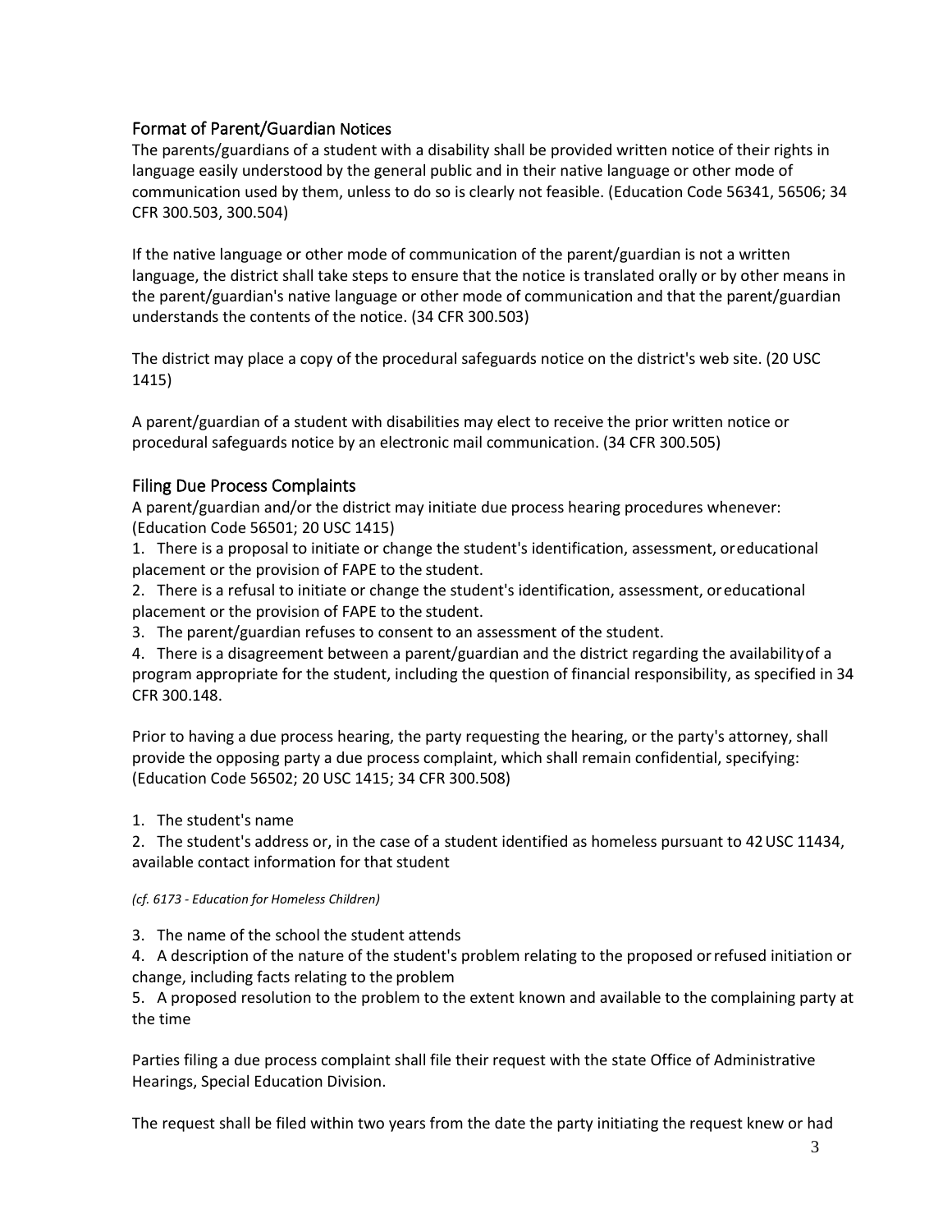## Format of Parent/Guardian Notices

The parents/guardians of a student with a disability shall be provided written notice of their rights in language easily understood by the general public and in their native language or other mode of communication used by them, unless to do so is clearly not feasible. (Education Code 56341, 56506; 34 CFR 300.503, 300.504)

If the native language or other mode of communication of the parent/guardian is not a written language, the district shall take steps to ensure that the notice is translated orally or by other means in the parent/guardian's native language or other mode of communication and that the parent/guardian understands the contents of the notice. (34 CFR 300.503)

The district may place a copy of the procedural safeguards notice on the district's web site. (20 USC 1415)

A parent/guardian of a student with disabilities may elect to receive the prior written notice or procedural safeguards notice by an electronic mail communication. (34 CFR 300.505)

## Filing Due Process Complaints

A parent/guardian and/or the district may initiate due process hearing procedures whenever: (Education Code 56501; 20 USC 1415)

1. There is a proposal to initiate or change the student's identification, assessment, or educational placement or the provision of FAPE to the student.
2. There is a refusal to initiate or change the student's identification, assessment, or educational placement or the provision of FAPE to the student.
3. The parent/guardian refuses to consent to an assessment of the student.
4. There is a disagreement between a parent/guardian and the district regarding the availability of a program appropriate for the student, including the question of financial responsibility, as specified in 34 CFR 300.148.

Prior to having a due process hearing, the party requesting the hearing, or the party's attorney, shall provide the opposing party a due process complaint, which shall remain confidential, specifying: (Education Code 56502; 20 USC 1415; 34 CFR 300.508)

1. The student's name
2. The student's address or, in the case of a student identified as homeless pursuant to 42 USC 11434, available contact information for that student

*(cf. 6173 - Education for Homeless Children)*

3. The name of the school the student attends
4. A description of the nature of the student's problem relating to the proposed or refused initiation or change, including facts relating to the problem
5. A proposed resolution to the problem to the extent known and available to the complaining party at the time

Parties filing a due process complaint shall file their request with the state Office of Administrative Hearings, Special Education Division.

The request shall be filed within two years from the date the party initiating the request knew or had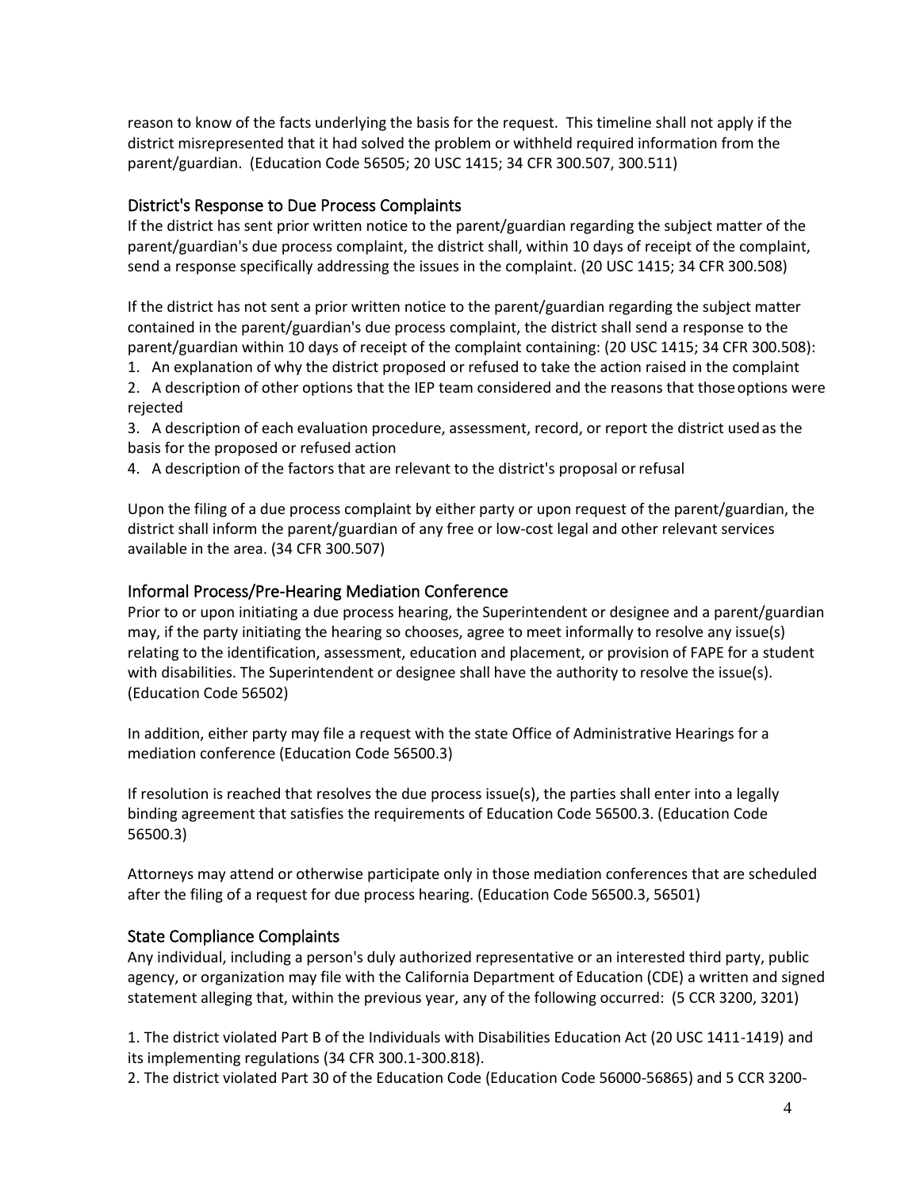reason to know of the facts underlying the basis for the request. This timeline shall not apply if the district misrepresented that it had solved the problem or withheld required information from the parent/guardian. (Education Code 56505; 20 USC 1415; 34 CFR 300.507, 300.511)

## District's Response to Due Process Complaints

If the district has sent prior written notice to the parent/guardian regarding the subject matter of the parent/guardian's due process complaint, the district shall, within 10 days of receipt of the complaint, send a response specifically addressing the issues in the complaint. (20 USC 1415; 34 CFR 300.508)

If the district has not sent a prior written notice to the parent/guardian regarding the subject matter contained in the parent/guardian's due process complaint, the district shall send a response to the parent/guardian within 10 days of receipt of the complaint containing: (20 USC 1415; 34 CFR 300.508):

1. An explanation of why the district proposed or refused to take the action raised in the complaint
2. A description of other options that the IEP team considered and the reasons that those options were rejected
3. A description of each evaluation procedure, assessment, record, or report the district used as the basis for the proposed or refused action
4. A description of the factors that are relevant to the district's proposal or refusal

Upon the filing of a due process complaint by either party or upon request of the parent/guardian, the district shall inform the parent/guardian of any free or low-cost legal and other relevant services available in the area. (34 CFR 300.507)

## Informal Process/Pre-Hearing Mediation Conference

Prior to or upon initiating a due process hearing, the Superintendent or designee and a parent/guardian may, if the party initiating the hearing so chooses, agree to meet informally to resolve any issue(s) relating to the identification, assessment, education and placement, or provision of FAPE for a student with disabilities. The Superintendent or designee shall have the authority to resolve the issue(s). (Education Code 56502)

In addition, either party may file a request with the state Office of Administrative Hearings for a mediation conference (Education Code 56500.3)

If resolution is reached that resolves the due process issue(s), the parties shall enter into a legally binding agreement that satisfies the requirements of Education Code 56500.3. (Education Code 56500.3)

Attorneys may attend or otherwise participate only in those mediation conferences that are scheduled after the filing of a request for due process hearing. (Education Code 56500.3, 56501)

## State Compliance Complaints

Any individual, including a person's duly authorized representative or an interested third party, public agency, or organization may file with the California Department of Education (CDE) a written and signed statement alleging that, within the previous year, any of the following occurred: (5 CCR 3200, 3201)

1. The district violated Part B of the Individuals with Disabilities Education Act (20 USC 1411-1419) and its implementing regulations (34 CFR 300.1-300.818).
2. The district violated Part 30 of the Education Code (Education Code 56000-56865) and 5 CCR 3200-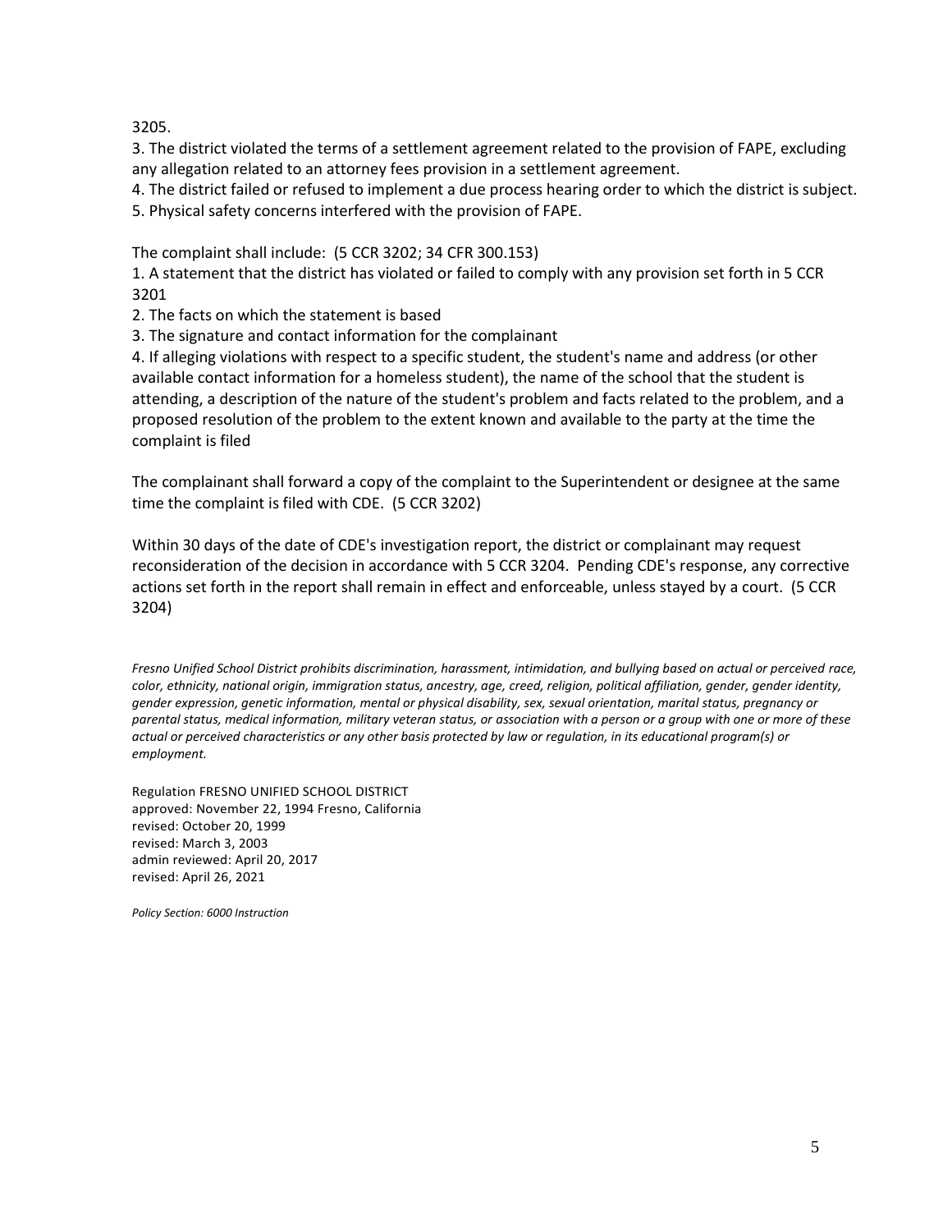3205.

3. The district violated the terms of a settlement agreement related to the provision of FAPE, excluding any allegation related to an attorney fees provision in a settlement agreement.
4. The district failed or refused to implement a due process hearing order to which the district is subject.
5. Physical safety concerns interfered with the provision of FAPE.

The complaint shall include: (5 CCR 3202; 34 CFR 300.153)

1. A statement that the district has violated or failed to comply with any provision set forth in 5 CCR 3201
2. The facts on which the statement is based
3. The signature and contact information for the complainant
4. If alleging violations with respect to a specific student, the student's name and address (or other available contact information for a homeless student), the name of the school that the student is attending, a description of the nature of the student's problem and facts related to the problem, and a proposed resolution of the problem to the extent known and available to the party at the time the complaint is filed

The complainant shall forward a copy of the complaint to the Superintendent or designee at the same time the complaint is filed with CDE. (5 CCR 3202)

Within 30 days of the date of CDE's investigation report, the district or complainant may request reconsideration of the decision in accordance with 5 CCR 3204. Pending CDE's response, any corrective actions set forth in the report shall remain in effect and enforceable, unless stayed by a court. (5 CCR 3204)

*Fresno Unified School District prohibits discrimination, harassment, intimidation, and bullying based on actual or perceived race, color, ethnicity, national origin, immigration status, ancestry, age, creed, religion, political affiliation, gender, gender identity, gender expression, genetic information, mental or physical disability, sex, sexual orientation, marital status, pregnancy or parental status, medical information, military veteran status, or association with a person or a group with one or more of these actual or perceived characteristics or any other basis protected by law or regulation, in its educational program(s) or employment.*

Regulation FRESNO UNIFIED SCHOOL DISTRICT
approved: November 22, 1994 Fresno, California
revised: October 20, 1999
revised: March 3, 2003
admin reviewed: April 20, 2017
revised: April 26, 2021

*Policy Section: 6000 Instruction*